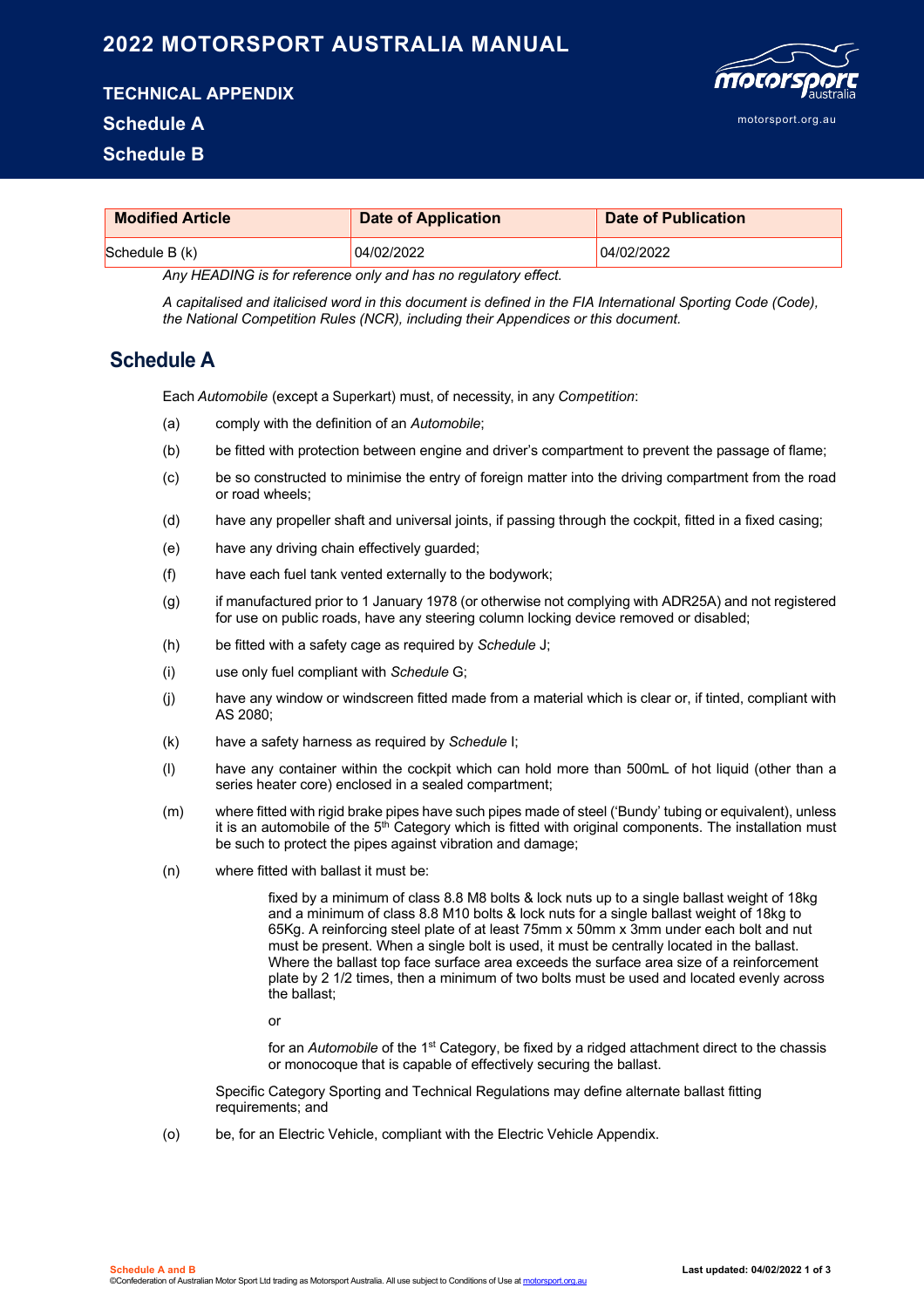# 2022 MOTORSPORT AUSTRALIA MANUAL

## TECHNICAL APPENDIX

## Schedule A

## Schedule B

| Modified Article | Date of Application | Date of Publication |
|---|---|---|
| Schedule B (k) | 04/02/2022 | 04/02/2022 |

*Any HEADING is for reference only and has no regulatory effect.*

*A capitalised and italicised word in this document is defined in the FIA International Sporting Code (Code), the National Competition Rules (NCR), including their Appendices or this document.*

## Schedule A

Each *Automobile* (except a Superkart) must, of necessity, in any *Competition*:

(a) comply with the definition of an *Automobile*;

(b) be fitted with protection between engine and driver's compartment to prevent the passage of flame;

(c) be so constructed to minimise the entry of foreign matter into the driving compartment from the road or road wheels;

(d) have any propeller shaft and universal joints, if passing through the cockpit, fitted in a fixed casing;

(e) have any driving chain effectively guarded;

(f) have each fuel tank vented externally to the bodywork;

(g) if manufactured prior to 1 January 1978 (or otherwise not complying with ADR25A) and not registered for use on public roads, have any steering column locking device removed or disabled;

(h) be fitted with a safety cage as required by *Schedule* J;

(i) use only fuel compliant with *Schedule* G;

(j) have any window or windscreen fitted made from a material which is clear or, if tinted, compliant with AS 2080;

(k) have a safety harness as required by *Schedule* I;

(l) have any container within the cockpit which can hold more than 500mL of hot liquid (other than a series heater core) enclosed in a sealed compartment;

(m) where fitted with rigid brake pipes have such pipes made of steel ('Bundy' tubing or equivalent), unless it is an automobile of the 5th Category which is fitted with original components. The installation must be such to protect the pipes against vibration and damage;

(n) where fitted with ballast it must be:

> fixed by a minimum of class 8.8 M8 bolts & lock nuts up to a single ballast weight of 18kg and a minimum of class 8.8 M10 bolts & lock nuts for a single ballast weight of 18kg to 65Kg. A reinforcing steel plate of at least 75mm x 50mm x 3mm under each bolt and nut must be present. When a single bolt is used, it must be centrally located in the ballast. Where the ballast top face surface area exceeds the surface area size of a reinforcement plate by 2 1/2 times, then a minimum of two bolts must be used and located evenly across the ballast;
>
> or
>
> for an *Automobile* of the 1st Category, be fixed by a ridged attachment direct to the chassis or monocoque that is capable of effectively securing the ballast.

Specific Category Sporting and Technical Regulations may define alternate ballast fitting requirements; and

(o) be, for an Electric Vehicle, compliant with the Electric Vehicle Appendix.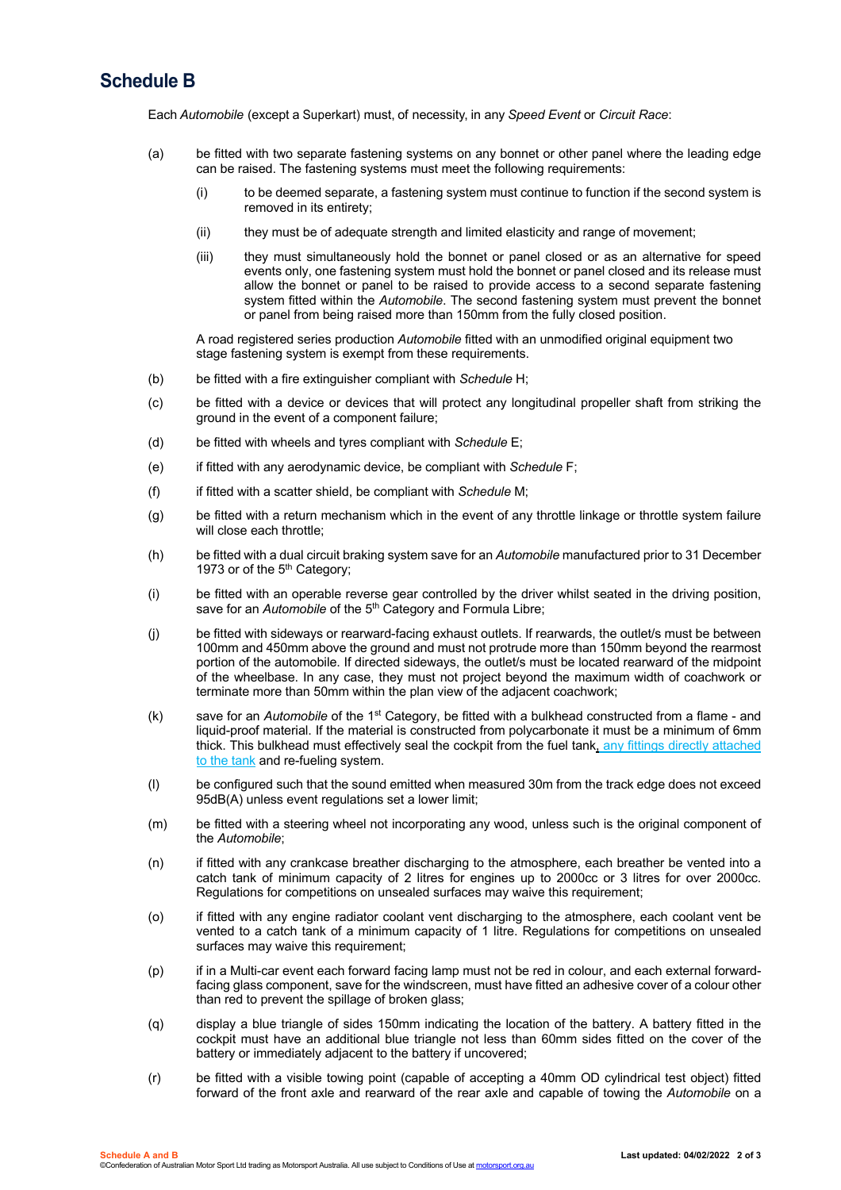# Schedule B

Each *Automobile* (except a Superkart) must, of necessity, in any *Speed Event* or *Circuit Race*:

(a) be fitted with two separate fastening systems on any bonnet or other panel where the leading edge can be raised. The fastening systems must meet the following requirements:

 (i) to be deemed separate, a fastening system must continue to function if the second system is removed in its entirety;

 (ii) they must be of adequate strength and limited elasticity and range of movement;

 (iii) they must simultaneously hold the bonnet or panel closed or as an alternative for speed events only, one fastening system must hold the bonnet or panel closed and its release must allow the bonnet or panel to be raised to provide access to a second separate fastening system fitted within the *Automobile*. The second fastening system must prevent the bonnet or panel from being raised more than 150mm from the fully closed position.

 A road registered series production *Automobile* fitted with an unmodified original equipment two stage fastening system is exempt from these requirements.

(b) be fitted with a fire extinguisher compliant with *Schedule* H;

(c) be fitted with a device or devices that will protect any longitudinal propeller shaft from striking the ground in the event of a component failure;

(d) be fitted with wheels and tyres compliant with *Schedule* E;

(e) if fitted with any aerodynamic device, be compliant with *Schedule* F;

(f) if fitted with a scatter shield, be compliant with *Schedule* M;

(g) be fitted with a return mechanism which in the event of any throttle linkage or throttle system failure will close each throttle;

(h) be fitted with a dual circuit braking system save for an *Automobile* manufactured prior to 31 December 1973 or of the 5th Category;

(i) be fitted with an operable reverse gear controlled by the driver whilst seated in the driving position, save for an *Automobile* of the 5th Category and Formula Libre;

(j) be fitted with sideways or rearward-facing exhaust outlets. If rearwards, the outlet/s must be between 100mm and 450mm above the ground and must not protrude more than 150mm beyond the rearmost portion of the automobile. If directed sideways, the outlet/s must be located rearward of the midpoint of the wheelbase. In any case, they must not project beyond the maximum width of coachwork or terminate more than 50mm within the plan view of the adjacent coachwork;

(k) save for an *Automobile* of the 1st Category, be fitted with a bulkhead constructed from a flame - and liquid-proof material. If the material is constructed from polycarbonate it must be a minimum of 6mm thick. This bulkhead must effectively seal the cockpit from the fuel tank, any fittings directly attached to the tank and re-fueling system.

(l) be configured such that the sound emitted when measured 30m from the track edge does not exceed 95dB(A) unless event regulations set a lower limit;

(m) be fitted with a steering wheel not incorporating any wood, unless such is the original component of the *Automobile*;

(n) if fitted with any crankcase breather discharging to the atmosphere, each breather be vented into a catch tank of minimum capacity of 2 litres for engines up to 2000cc or 3 litres for over 2000cc. Regulations for competitions on unsealed surfaces may waive this requirement;

(o) if fitted with any engine radiator coolant vent discharging to the atmosphere, each coolant vent be vented to a catch tank of a minimum capacity of 1 litre. Regulations for competitions on unsealed surfaces may waive this requirement;

(p) if in a Multi-car event each forward facing lamp must not be red in colour, and each external forward-facing glass component, save for the windscreen, must have fitted an adhesive cover of a colour other than red to prevent the spillage of broken glass;

(q) display a blue triangle of sides 150mm indicating the location of the battery. A battery fitted in the cockpit must have an additional blue triangle not less than 60mm sides fitted on the cover of the battery or immediately adjacent to the battery if uncovered;

(r) be fitted with a visible towing point (capable of accepting a 40mm OD cylindrical test object) fitted forward of the front axle and rearward of the rear axle and capable of towing the *Automobile* on a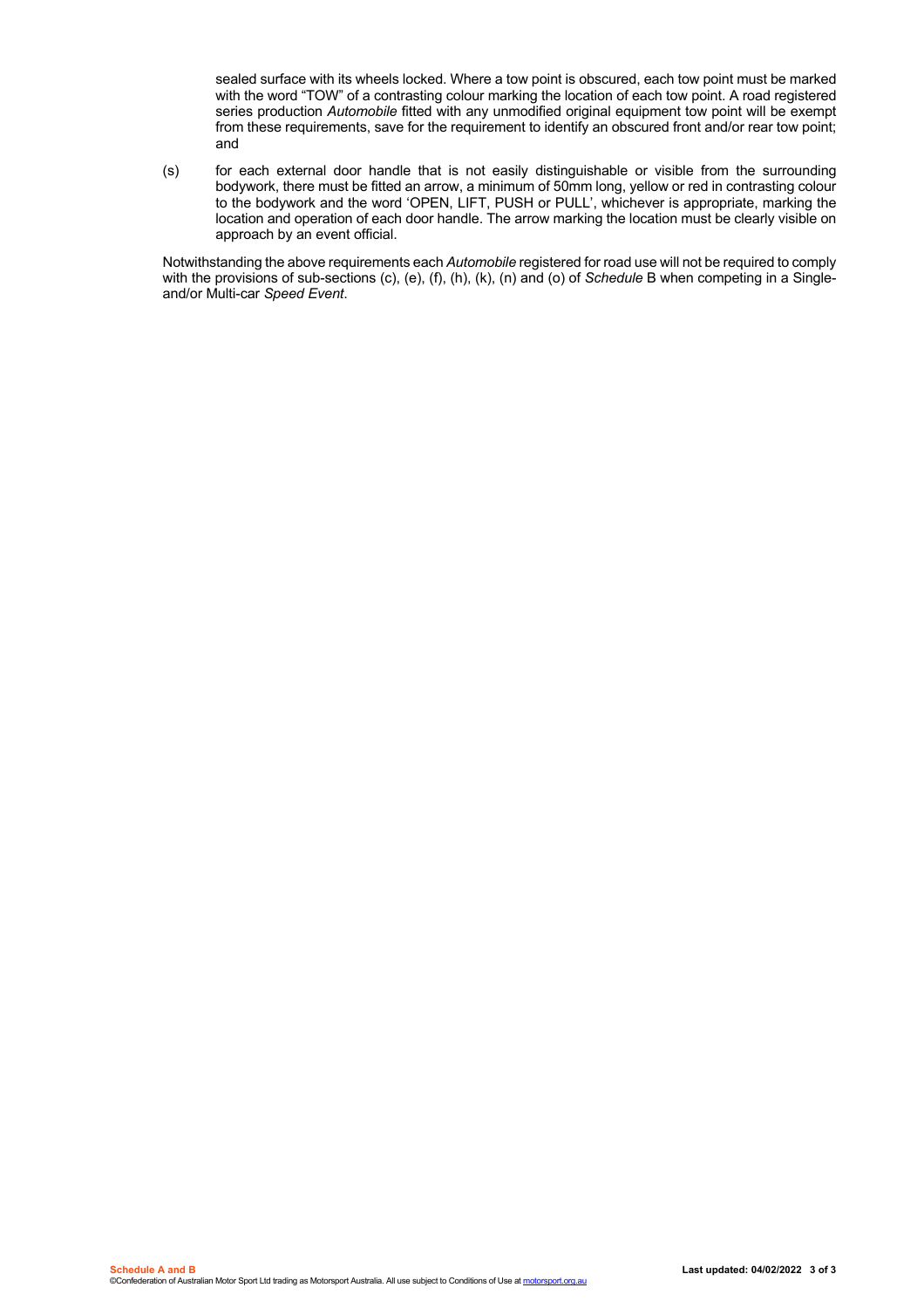sealed surface with its wheels locked. Where a tow point is obscured, each tow point must be marked with the word "TOW" of a contrasting colour marking the location of each tow point. A road registered series production *Automobile* fitted with any unmodified original equipment tow point will be exempt from these requirements, save for the requirement to identify an obscured front and/or rear tow point; and

(s) for each external door handle that is not easily distinguishable or visible from the surrounding bodywork, there must be fitted an arrow, a minimum of 50mm long, yellow or red in contrasting colour to the bodywork and the word 'OPEN, LIFT, PUSH or PULL', whichever is appropriate, marking the location and operation of each door handle. The arrow marking the location must be clearly visible on approach by an event official.

Notwithstanding the above requirements each *Automobile* registered for road use will not be required to comply with the provisions of sub-sections (c), (e), (f), (h), (k), (n) and (o) of *Schedule* B when competing in a Single- and/or Multi-car *Speed Event*.